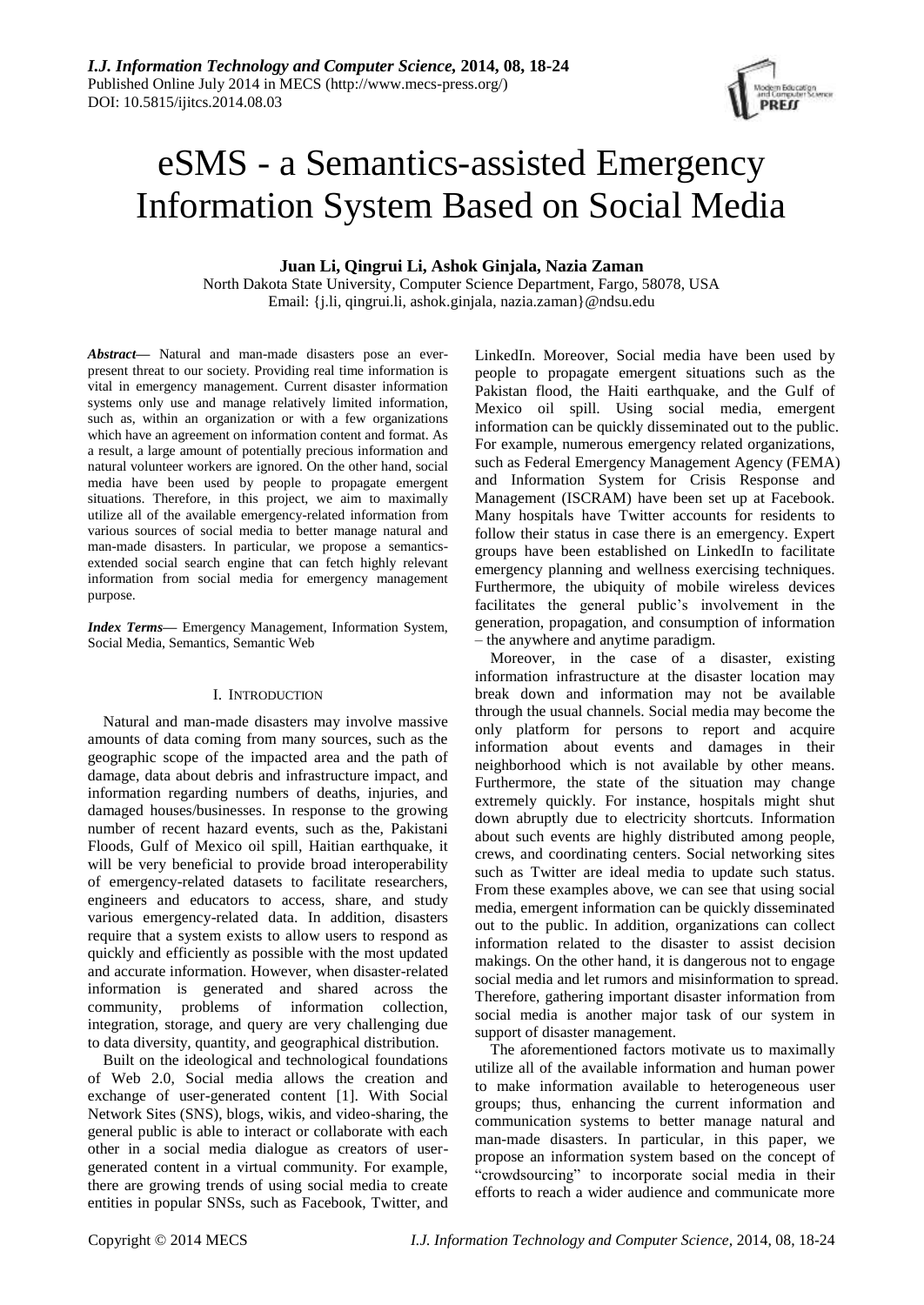# eSMS - a Semantics-assisted Emergency Information System Based on Social Media

**Juan Li, Qingrui Li, Ashok Ginjala, Nazia Zaman**

North Dakota State University, Computer Science Department, Fargo, 58078, USA

Email: {j.li, qingrui.li, ashok.ginjala, nazia.zaman}@ndsu.edu

***Abstract*****—** Natural and man-made disasters pose an ever-present threat to our society. Providing real time information is vital in emergency management. Current disaster information systems only use and manage relatively limited information, such as, within an organization or with a few organizations which have an agreement on information content and format. As a result, a large amount of potentially precious information and natural volunteer workers are ignored. On the other hand, social media have been used by people to propagate emergent situations. Therefore, in this project, we aim to maximally utilize all of the available emergency-related information from various sources of social media to better manage natural and man-made disasters. In particular, we propose a semantics-extended social search engine that can fetch highly relevant information from social media for emergency management purpose.

***Index Terms*****—** Emergency Management, Information System, Social Media, Semantics, Semantic Web

## I. INTRODUCTION

Natural and man-made disasters may involve massive amounts of data coming from many sources, such as the geographic scope of the impacted area and the path of damage, data about debris and infrastructure impact, and information regarding numbers of deaths, injuries, and damaged houses/businesses. In response to the growing number of recent hazard events, such as the, Pakistani Floods, Gulf of Mexico oil spill, Haitian earthquake, it will be very beneficial to provide broad interoperability of emergency-related datasets to facilitate researchers, engineers and educators to access, share, and study various emergency-related data. In addition, disasters require that a system exists to allow users to respond as quickly and efficiently as possible with the most updated and accurate information. However, when disaster-related information is generated and shared across the community, problems of information collection, integration, storage, and query are very challenging due to data diversity, quantity, and geographical distribution.

Built on the ideological and technological foundations of Web 2.0, Social media allows the creation and exchange of user-generated content [1]. With Social Network Sites (SNS), blogs, wikis, and video-sharing, the general public is able to interact or collaborate with each other in a social media dialogue as creators of user-generated content in a virtual community. For example, there are growing trends of using social media to create entities in popular SNSs, such as Facebook, Twitter, and LinkedIn. Moreover, Social media have been used by people to propagate emergent situations such as the Pakistan flood, the Haiti earthquake, and the Gulf of Mexico oil spill. Using social media, emergent information can be quickly disseminated out to the public. For example, numerous emergency related organizations, such as Federal Emergency Management Agency (FEMA) and Information System for Crisis Response and Management (ISCRAM) have been set up at Facebook. Many hospitals have Twitter accounts for residents to follow their status in case there is an emergency. Expert groups have been established on LinkedIn to facilitate emergency planning and wellness exercising techniques. Furthermore, the ubiquity of mobile wireless devices facilitates the general public's involvement in the generation, propagation, and consumption of information – the anywhere and anytime paradigm.

Moreover, in the case of a disaster, existing information infrastructure at the disaster location may break down and information may not be available through the usual channels. Social media may become the only platform for persons to report and acquire information about events and damages in their neighborhood which is not available by other means. Furthermore, the state of the situation may change extremely quickly. For instance, hospitals might shut down abruptly due to electricity shortcuts. Information about such events are highly distributed among people, crews, and coordinating centers. Social networking sites such as Twitter are ideal media to update such status. From these examples above, we can see that using social media, emergent information can be quickly disseminated out to the public. In addition, organizations can collect information related to the disaster to assist decision makings. On the other hand, it is dangerous not to engage social media and let rumors and misinformation to spread. Therefore, gathering important disaster information from social media is another major task of our system in support of disaster management.

The aforementioned factors motivate us to maximally utilize all of the available information and human power to make information available to heterogeneous user groups; thus, enhancing the current information and communication systems to better manage natural and man-made disasters. In particular, in this paper, we propose an information system based on the concept of "crowdsourcing" to incorporate social media in their efforts to reach a wider audience and communicate more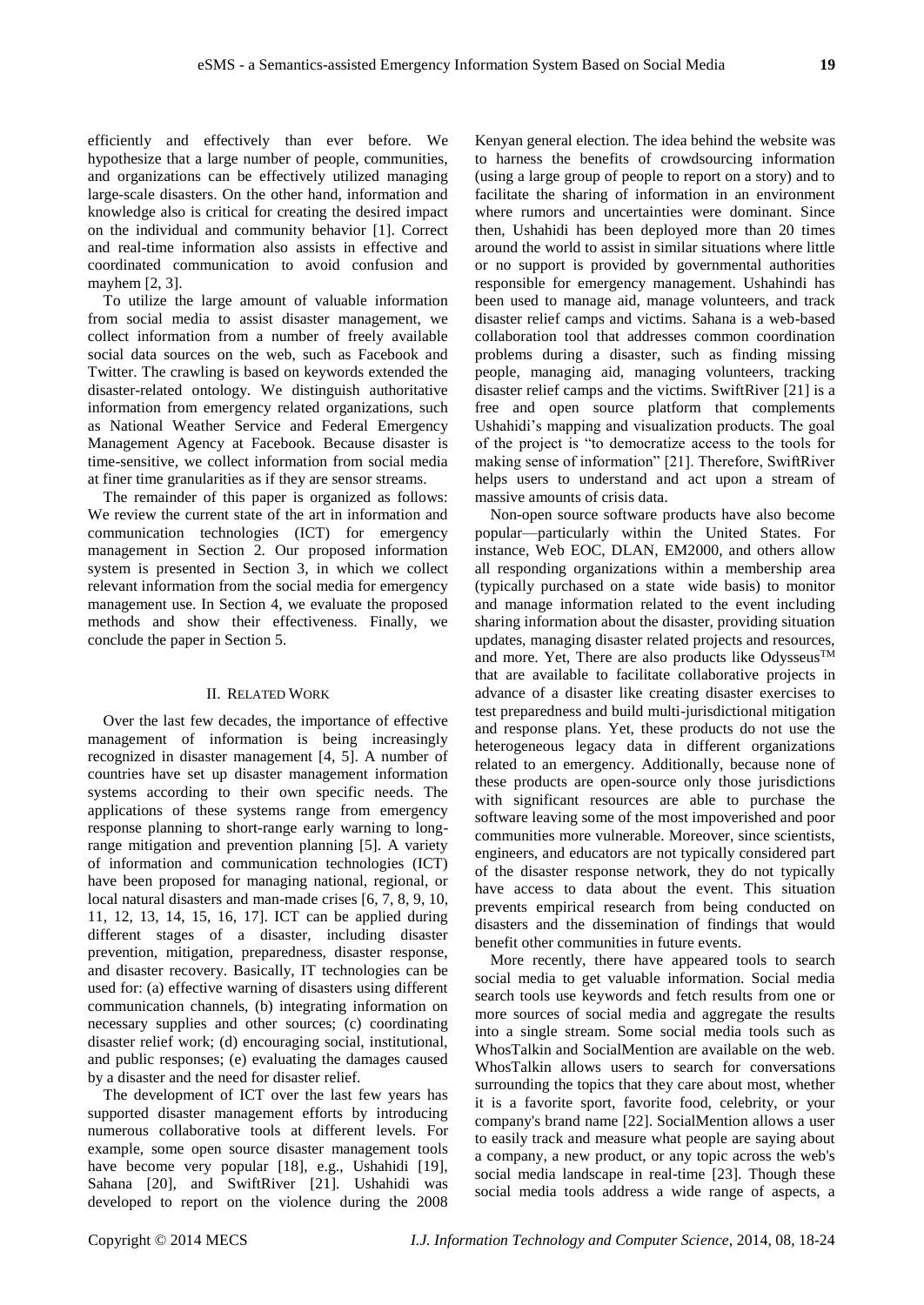efficiently and effectively than ever before. We hypothesize that a large number of people, communities, and organizations can be effectively utilized managing large-scale disasters. On the other hand, information and knowledge also is critical for creating the desired impact on the individual and community behavior [1]. Correct and real-time information also assists in effective and coordinated communication to avoid confusion and mayhem [2, 3].

To utilize the large amount of valuable information from social media to assist disaster management, we collect information from a number of freely available social data sources on the web, such as Facebook and Twitter. The crawling is based on keywords extended the disaster-related ontology. We distinguish authoritative information from emergency related organizations, such as National Weather Service and Federal Emergency Management Agency at Facebook. Because disaster is time-sensitive, we collect information from social media at finer time granularities as if they are sensor streams.

The remainder of this paper is organized as follows: We review the current state of the art in information and communication technologies (ICT) for emergency management in Section 2. Our proposed information system is presented in Section 3, in which we collect relevant information from the social media for emergency management use. In Section 4, we evaluate the proposed methods and show their effectiveness. Finally, we conclude the paper in Section 5.

## II. Related Work

Over the last few decades, the importance of effective management of information is being increasingly recognized in disaster management [4, 5]. A number of countries have set up disaster management information systems according to their own specific needs. The applications of these systems range from emergency response planning to short-range early warning to long-range mitigation and prevention planning [5]. A variety of information and communication technologies (ICT) have been proposed for managing national, regional, or local natural disasters and man-made crises [6, 7, 8, 9, 10, 11, 12, 13, 14, 15, 16, 17]. ICT can be applied during different stages of a disaster, including disaster prevention, mitigation, preparedness, disaster response, and disaster recovery. Basically, IT technologies can be used for: (a) effective warning of disasters using different communication channels, (b) integrating information on necessary supplies and other sources; (c) coordinating disaster relief work; (d) encouraging social, institutional, and public responses; (e) evaluating the damages caused by a disaster and the need for disaster relief.

The development of ICT over the last few years has supported disaster management efforts by introducing numerous collaborative tools at different levels. For example, some open source disaster management tools have become very popular [18], e.g., Ushahidi [19], Sahana [20], and SwiftRiver [21]. Ushahidi was developed to report on the violence during the 2008 Kenyan general election. The idea behind the website was to harness the benefits of crowdsourcing information (using a large group of people to report on a story) and to facilitate the sharing of information in an environment where rumors and uncertainties were dominant. Since then, Ushahidi has been deployed more than 20 times around the world to assist in similar situations where little or no support is provided by governmental authorities responsible for emergency management. Ushahindi has been used to manage aid, manage volunteers, and track disaster relief camps and victims. Sahana is a web-based collaboration tool that addresses common coordination problems during a disaster, such as finding missing people, managing aid, managing volunteers, tracking disaster relief camps and the victims. SwiftRiver [21] is a free and open source platform that complements Ushahidi's mapping and visualization products. The goal of the project is "to democratize access to the tools for making sense of information" [21]. Therefore, SwiftRiver helps users to understand and act upon a stream of massive amounts of crisis data.

Non-open source software products have also become popular—particularly within the United States. For instance, Web EOC, DLAN, EM2000, and others allow all responding organizations within a membership area (typically purchased on a state wide basis) to monitor and manage information related to the event including sharing information about the disaster, providing situation updates, managing disaster related projects and resources, and more. Yet, There are also products like Odysseus™ that are available to facilitate collaborative projects in advance of a disaster like creating disaster exercises to test preparedness and build multi-jurisdictional mitigation and response plans. Yet, these products do not use the heterogeneous legacy data in different organizations related to an emergency. Additionally, because none of these products are open-source only those jurisdictions with significant resources are able to purchase the software leaving some of the most impoverished and poor communities more vulnerable. Moreover, since scientists, engineers, and educators are not typically considered part of the disaster response network, they do not typically have access to data about the event. This situation prevents empirical research from being conducted on disasters and the dissemination of findings that would benefit other communities in future events.

More recently, there have appeared tools to search social media to get valuable information. Social media search tools use keywords and fetch results from one or more sources of social media and aggregate the results into a single stream. Some social media tools such as WhosTalkin and SocialMention are available on the web. WhosTalkin allows users to search for conversations surrounding the topics that they care about most, whether it is a favorite sport, favorite food, celebrity, or your company's brand name [22]. SocialMention allows a user to easily track and measure what people are saying about a company, a new product, or any topic across the web's social media landscape in real-time [23]. Though these social media tools address a wide range of aspects, a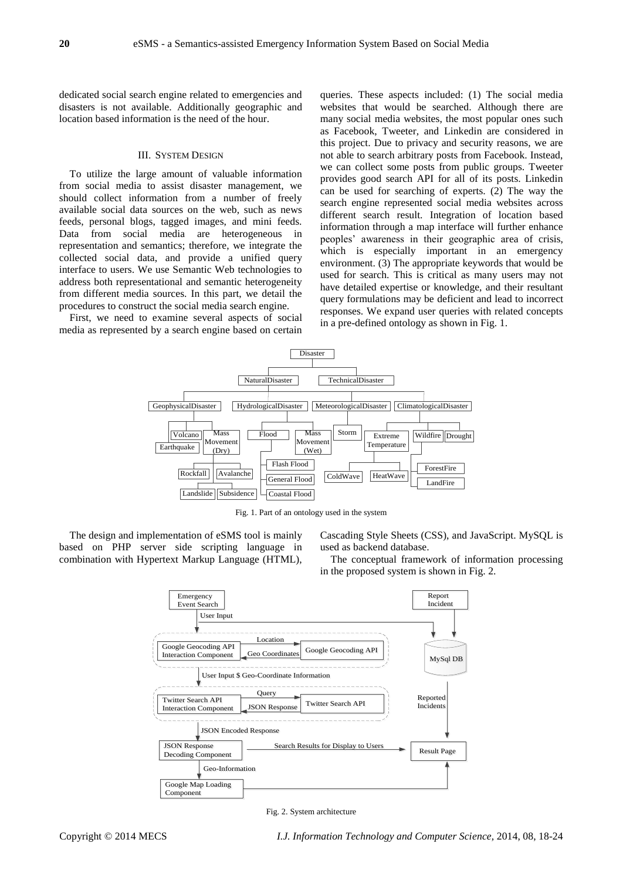dedicated social search engine related to emergencies and disasters is not available. Additionally geographic and location based information is the need of the hour.

## III. System Design

To utilize the large amount of valuable information from social media to assist disaster management, we should collect information from a number of freely available social data sources on the web, such as news feeds, personal blogs, tagged images, and mini feeds. Data from social media are heterogeneous in representation and semantics; therefore, we integrate the collected social data, and provide a unified query interface to users. We use Semantic Web technologies to address both representational and semantic heterogeneity from different media sources. In this part, we detail the procedures to construct the social media search engine.

First, we need to examine several aspects of social media as represented by a search engine based on certain queries. These aspects included: (1) The social media websites that would be searched. Although there are many social media websites, the most popular ones such as Facebook, Tweeter, and Linkedin are considered in this project. Due to privacy and security reasons, we are not able to search arbitrary posts from Facebook. Instead, we can collect some posts from public groups. Tweeter provides good search API for all of its posts. Linkedin can be used for searching of experts. (2) The way the search engine represented social media websites across different search result. Integration of location based information through a map interface will further enhance peoples' awareness in their geographic area of crisis, which is especially important in an emergency environment. (3) The appropriate keywords that would be used for search. This is critical as many users may not have detailed expertise or knowledge, and their resultant query formulations may be deficient and lead to incorrect responses. We expand user queries with related concepts in a pre-defined ontology as shown in Fig. 1.

Fig. 1. Part of an ontology used in the system

The design and implementation of eSMS tool is mainly based on PHP server side scripting language in combination with Hypertext Markup Language (HTML), Cascading Style Sheets (CSS), and JavaScript. MySQL is used as backend database.

The conceptual framework of information processing in the proposed system is shown in Fig. 2.

Fig. 2. System architecture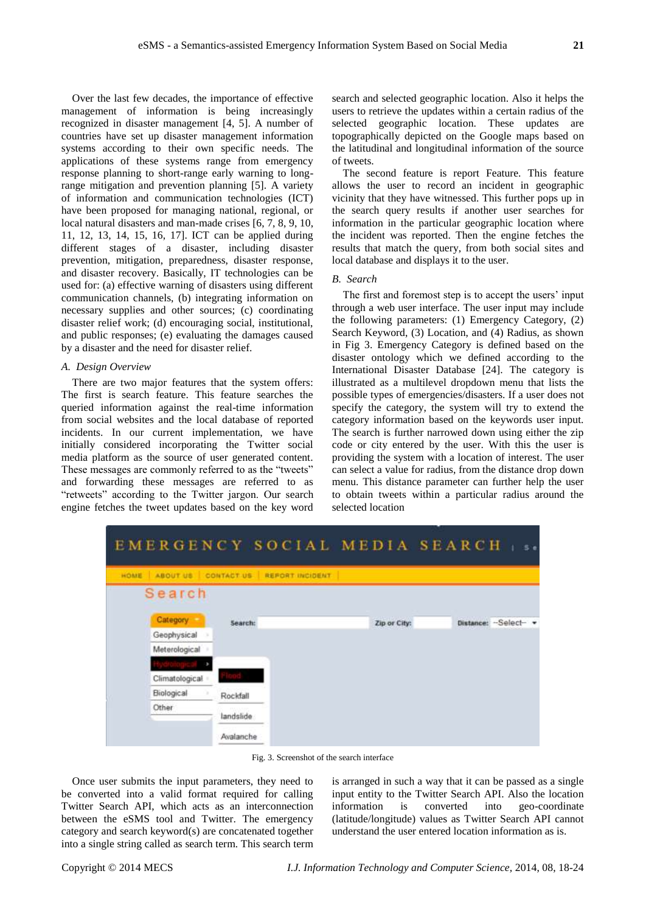Over the last few decades, the importance of effective management of information is being increasingly recognized in disaster management [4, 5]. A number of countries have set up disaster management information systems according to their own specific needs. The applications of these systems range from emergency response planning to short-range early warning to long-range mitigation and prevention planning [5]. A variety of information and communication technologies (ICT) have been proposed for managing national, regional, or local natural disasters and man-made crises [6, 7, 8, 9, 10, 11, 12, 13, 14, 15, 16, 17]. ICT can be applied during different stages of a disaster, including disaster prevention, mitigation, preparedness, disaster response, and disaster recovery. Basically, IT technologies can be used for: (a) effective warning of disasters using different communication channels, (b) integrating information on necessary supplies and other sources; (c) coordinating disaster relief work; (d) encouraging social, institutional, and public responses; (e) evaluating the damages caused by a disaster and the need for disaster relief.

### *A. Design Overview*

There are two major features that the system offers: The first is search feature. This feature searches the queried information against the real-time information from social websites and the local database of reported incidents. In our current implementation, we have initially considered incorporating the Twitter social media platform as the source of user generated content. These messages are commonly referred to as the "tweets" and forwarding these messages are referred to as "retweets" according to the Twitter jargon. Our search engine fetches the tweet updates based on the key word search and selected geographic location. Also it helps the users to retrieve the updates within a certain radius of the selected geographic location. These updates are topographically depicted on the Google maps based on the latitudinal and longitudinal information of the source of tweets.

The second feature is report Feature. This feature allows the user to record an incident in geographic vicinity that they have witnessed. This further pops up in the search query results if another user searches for information in the particular geographic location where the incident was reported. Then the engine fetches the results that match the query, from both social sites and local database and displays it to the user.

### *B. Search*

The first and foremost step is to accept the users' input through a web user interface. The user input may include the following parameters: (1) Emergency Category, (2) Search Keyword, (3) Location, and (4) Radius, as shown in Fig 3. Emergency Category is defined based on the disaster ontology which we defined according to the International Disaster Database [24]. The category is illustrated as a multilevel dropdown menu that lists the possible types of emergencies/disasters. If a user does not specify the category, the system will try to extend the category information based on the keywords user input. The search is further narrowed down using either the zip code or city entered by the user. With this the user is providing the system with a location of interest. The user can select a value for radius, from the distance drop down menu. This distance parameter can further help the user to obtain tweets within a particular radius around the selected location

Fig. 3. Screenshot of the search interface

Once user submits the input parameters, they need to be converted into a valid format required for calling Twitter Search API, which acts as an interconnection between the eSMS tool and Twitter. The emergency category and search keyword(s) are concatenated together into a single string called as search term. This search term is arranged in such a way that it can be passed as a single input entity to the Twitter Search API. Also the location information is converted into geo-coordinate (latitude/longitude) values as Twitter Search API cannot understand the user entered location information as is.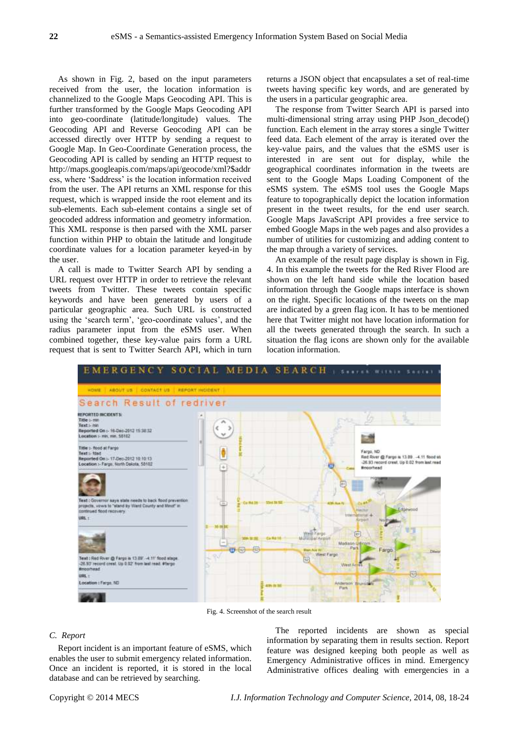As shown in Fig. 2, based on the input parameters received from the user, the location information is channelized to the Google Maps Geocoding API. This is further transformed by the Google Maps Geocoding API into geo-coordinate (latitude/longitude) values. The Geocoding API and Reverse Geocoding API can be accessed directly over HTTP by sending a request to Google Map. In Geo-Coordinate Generation process, the Geocoding API is called by sending an HTTP request to http://maps.googleapis.com/maps/api/geocode/xml?$address, where '$address' is the location information received from the user. The API returns an XML response for this request, which is wrapped inside the root element and its sub-elements. Each sub-element contains a single set of geocoded address information and geometry information. This XML response is then parsed with the XML parser function within PHP to obtain the latitude and longitude coordinate values for a location parameter keyed-in by the user.

A call is made to Twitter Search API by sending a URL request over HTTP in order to retrieve the relevant tweets from Twitter. These tweets contain specific keywords and have been generated by users of a particular geographic area. Such URL is constructed using the 'search term', 'geo-coordinate values', and the radius parameter input from the eSMS user. When combined together, these key-value pairs form a URL request that is sent to Twitter Search API, which in turn returns a JSON object that encapsulates a set of real-time tweets having specific key words, and are generated by the users in a particular geographic area.

The response from Twitter Search API is parsed into multi-dimensional string array using PHP Json_decode() function. Each element in the array stores a single Twitter feed data. Each element of the array is iterated over the key-value pairs, and the values that the eSMS user is interested in are sent out for display, while the geographical coordinates information in the tweets are sent to the Google Maps Loading Component of the eSMS system. The eSMS tool uses the Google Maps feature to topographically depict the location information present in the tweet results, for the end user search. Google Maps JavaScript API provides a free service to embed Google Maps in the web pages and also provides a number of utilities for customizing and adding content to the map through a variety of services.

An example of the result page display is shown in Fig. 4. In this example the tweets for the Red River Flood are shown on the left hand side while the location based information through the Google maps interface is shown on the right. Specific locations of the tweets on the map are indicated by a green flag icon. It has to be mentioned here that Twitter might not have location information for all the tweets generated through the search. In such a situation the flag icons are shown only for the available location information.

Fig. 4. Screenshot of the search result

*C. Report*

Report incident is an important feature of eSMS, which enables the user to submit emergency related information. Once an incident is reported, it is stored in the local database and can be retrieved by searching.

The reported incidents are shown as special information by separating them in results section. Report feature was designed keeping both people as well as Emergency Administrative offices in mind. Emergency Administrative offices dealing with emergencies in a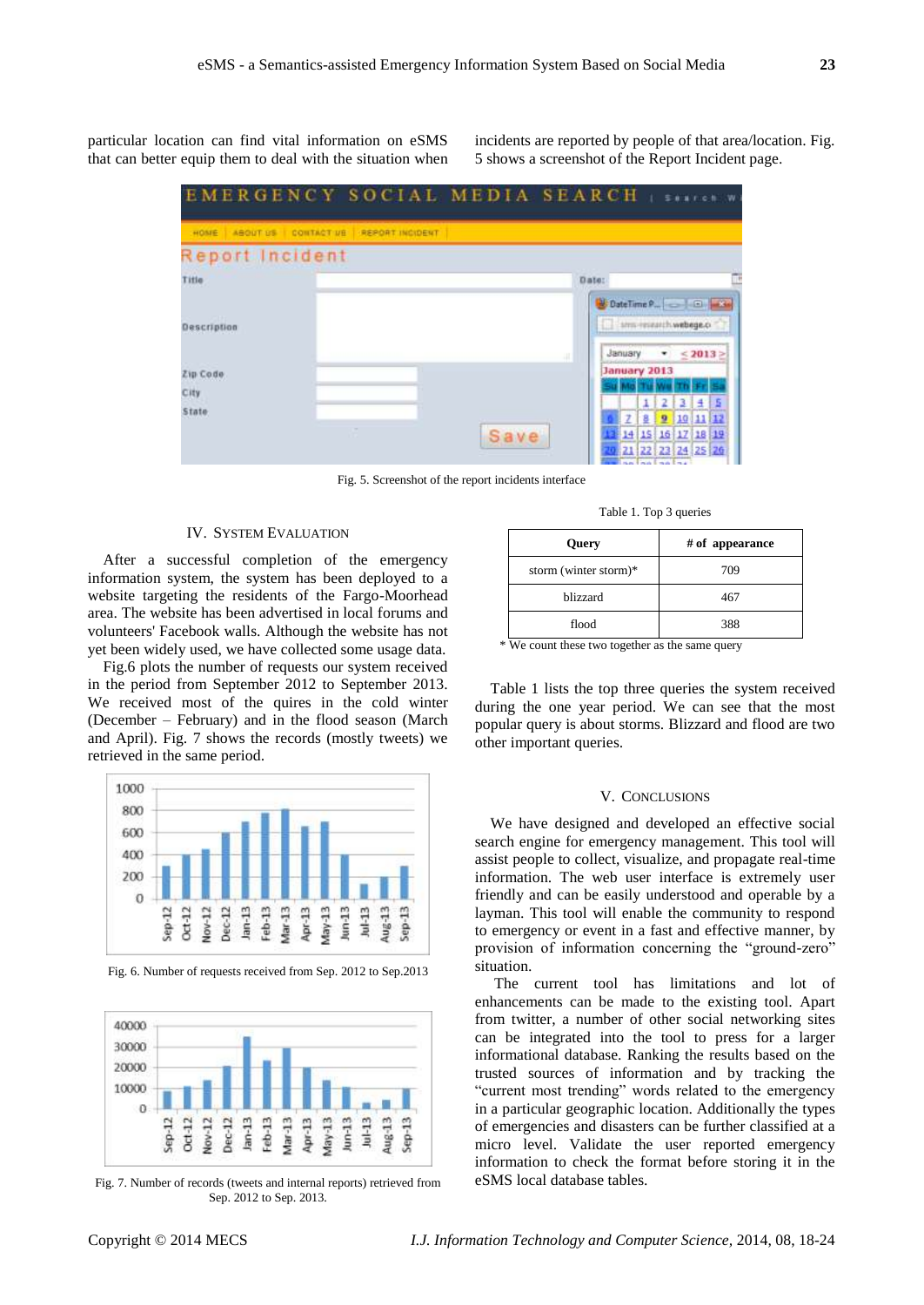particular location can find vital information on eSMS that can better equip them to deal with the situation when incidents are reported by people of that area/location. Fig. 5 shows a screenshot of the Report Incident page.

Fig. 5. Screenshot of the report incidents interface

## IV. System Evaluation

After a successful completion of the emergency information system, the system has been deployed to a website targeting the residents of the Fargo-Moorhead area. The website has been advertised in local forums and volunteers' Facebook walls. Although the website has not yet been widely used, we have collected some usage data.

Fig.6 plots the number of requests our system received in the period from September 2012 to September 2013. We received most of the quires in the cold winter (December – February) and in the flood season (March and April). Fig. 7 shows the records (mostly tweets) we retrieved in the same period.

Fig. 6. Number of requests received from Sep. 2012 to Sep.2013

Fig. 7. Number of records (tweets and internal reports) retrieved from Sep. 2012 to Sep. 2013.

Table 1. Top 3 queries

| Query | # of appearance |
|---|---|
| storm (winter storm)* | 709 |
| blizzard | 467 |
| flood | 388 |

\* We count these two together as the same query

Table 1 lists the top three queries the system received during the one year period. We can see that the most popular query is about storms. Blizzard and flood are two other important queries.

## V. Conclusions

We have designed and developed an effective social search engine for emergency management. This tool will assist people to collect, visualize, and propagate real-time information. The web user interface is extremely user friendly and can be easily understood and operable by a layman. This tool will enable the community to respond to emergency or event in a fast and effective manner, by provision of information concerning the "ground-zero" situation.

The current tool has limitations and lot of enhancements can be made to the existing tool. Apart from twitter, a number of other social networking sites can be integrated into the tool to press for a larger informational database. Ranking the results based on the trusted sources of information and by tracking the "current most trending" words related to the emergency in a particular geographic location. Additionally the types of emergencies and disasters can be further classified at a micro level. Validate the user reported emergency information to check the format before storing it in the eSMS local database tables.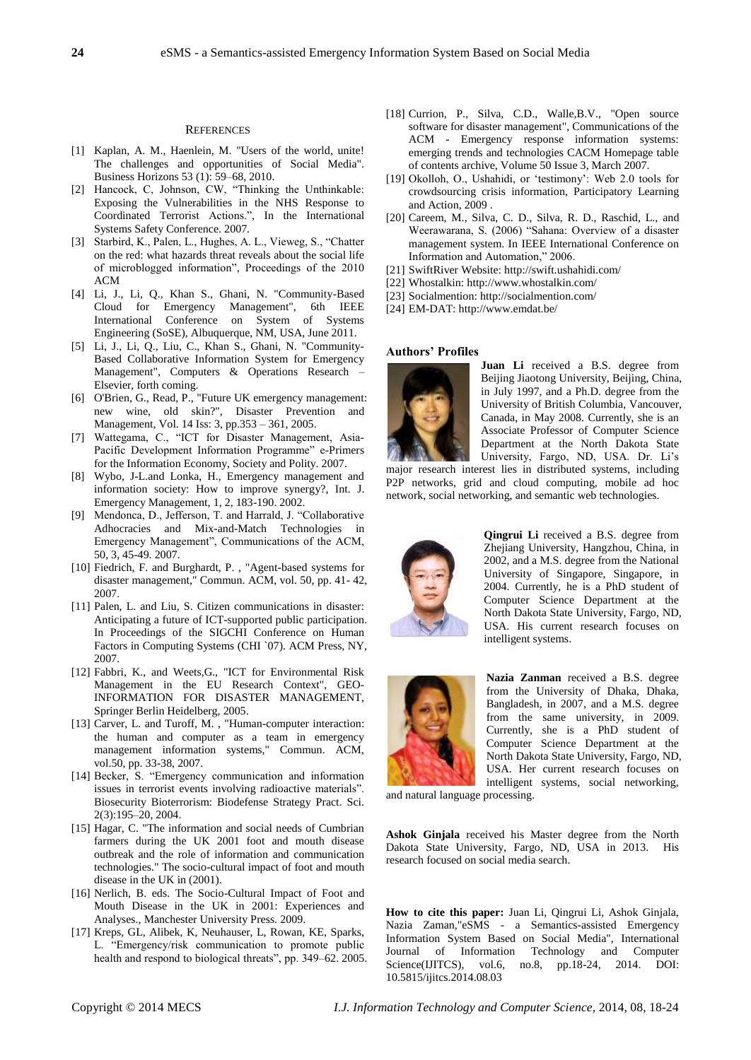## References

[1] Kaplan, A. M., Haenlein, M. "Users of the world, unite! The challenges and opportunities of Social Media". Business Horizons 53 (1): 59–68, 2010.

[2] Hancock, C, Johnson, CW, "Thinking the Unthinkable: Exposing the Vulnerabilities in the NHS Response to Coordinated Terrorist Actions.", In the International Systems Safety Conference. 2007.

[3] Starbird, K., Palen, L., Hughes, A. L., Vieweg, S., "Chatter on the red: what hazards threat reveals about the social life of microblogged information", Proceedings of the 2010 ACM

[4] Li, J., Li, Q., Khan S., Ghani, N. "Community-Based Cloud for Emergency Management", 6th IEEE International Conference on System of Systems Engineering (SoSE), Albuquerque, NM, USA, June 2011.

[5] Li, J., Li, Q., Liu, C., Khan S., Ghani, N. "Community-Based Collaborative Information System for Emergency Management", Computers & Operations Research – Elsevier, forth coming.

[6] O'Brien, G., Read, P., "Future UK emergency management: new wine, old skin?", Disaster Prevention and Management, Vol. 14 Iss: 3, pp.353 – 361, 2005.

[7] Wattegama, C., "ICT for Disaster Management, Asia-Pacific Development Information Programme" e-Primers for the Information Economy, Society and Polity. 2007.

[8] Wybo, J-L.and Lonka, H., Emergency management and information society: How to improve synergy?, Int. J. Emergency Management, 1, 2, 183-190. 2002.

[9] Mendonca, D., Jefferson, T. and Harrald, J. "Collaborative Adhocracies and Mix-and-Match Technologies in Emergency Management", Communications of the ACM, 50, 3, 45-49. 2007.

[10] Fiedrich, F. and Burghardt, P. , "Agent-based systems for disaster management," Commun. ACM, vol. 50, pp. 41- 42, 2007.

[11] Palen, L. and Liu, S. Citizen communications in disaster: Anticipating a future of ICT-supported public participation. In Proceedings of the SIGCHI Conference on Human Factors in Computing Systems (CHI `07). ACM Press, NY, 2007.

[12] Fabbri, K., and Weets,G., "ICT for Environmental Risk Management in the EU Research Context", GEO-INFORMATION FOR DISASTER MANAGEMENT, Springer Berlin Heidelberg, 2005.

[13] Carver, L. and Turoff, M. , "Human-computer interaction: the human and computer as a team in emergency management information systems," Commun. ACM, vol.50, pp. 33-38, 2007.

[14] Becker, S. "Emergency communication and information issues in terrorist events involving radioactive materials". Biosecurity Bioterrorism: Biodefense Strategy Pract. Sci. 2(3):195–20, 2004.

[15] Hagar, C. "The information and social needs of Cumbrian farmers during the UK 2001 foot and mouth disease outbreak and the role of information and communication technologies." The socio-cultural impact of foot and mouth disease in the UK in (2001).

[16] Nerlich, B. eds. The Socio-Cultural Impact of Foot and Mouth Disease in the UK in 2001: Experiences and Analyses., Manchester University Press. 2009.

[17] Kreps, GL, Alibek, K, Neuhauser, L, Rowan, KE, Sparks, L. "Emergency/risk communication to promote public health and respond to biological threats", pp. 349–62. 2005.

[18] Currion, P., Silva, C.D., Walle,B.V., "Open source software for disaster management", Communications of the ACM - Emergency response information systems: emerging trends and technologies CACM Homepage table of contents archive, Volume 50 Issue 3, March 2007.

[19] Okolloh, O., Ushahidi, or 'testimony': Web 2.0 tools for crowdsourcing crisis information, Participatory Learning and Action, 2009 .

[20] Careem, M., Silva, C. D., Silva, R. D., Raschid, L., and Weerawarana, S. (2006) "Sahana: Overview of a disaster management system. In IEEE International Conference on Information and Automation," 2006.

[21] SwiftRiver Website: http://swift.ushahidi.com/

[22] Whostalkin: http://www.whostalkin.com/

[23] Socialmention: http://socialmention.com/

[24] EM-DAT: http://www.emdat.be/

## Authors' Profiles

**Juan Li** received a B.S. degree from Beijing Jiaotong University, Beijing, China, in July 1997, and a Ph.D. degree from the University of British Columbia, Vancouver, Canada, in May 2008. Currently, she is an Associate Professor of Computer Science Department at the North Dakota State University, Fargo, ND, USA. Dr. Li's major research interest lies in distributed systems, including P2P networks, grid and cloud computing, mobile ad hoc network, social networking, and semantic web technologies.

**Qingrui Li** received a B.S. degree from Zhejiang University, Hangzhou, China, in 2002, and a M.S. degree from the National University of Singapore, Singapore, in 2004. Currently, he is a PhD student of Computer Science Department at the North Dakota State University, Fargo, ND, USA. His current research focuses on intelligent systems.

**Nazia Zanman** received a B.S. degree from the University of Dhaka, Dhaka, Bangladesh, in 2007, and a M.S. degree from the same university, in 2009. Currently, she is a PhD student of Computer Science Department at the North Dakota State University, Fargo, ND, USA. Her current research focuses on intelligent systems, social networking, and natural language processing.

**Ashok Ginjala** received his Master degree from the North Dakota State University, Fargo, ND, USA in 2013. His research focused on social media search.

**How to cite this paper:** Juan Li, Qingrui Li, Ashok Ginjala, Nazia Zaman,"eSMS - a Semantics-assisted Emergency Information System Based on Social Media", International Journal of Information Technology and Computer Science(IJITCS), vol.6, no.8, pp.18-24, 2014. DOI: 10.5815/ijitcs.2014.08.03